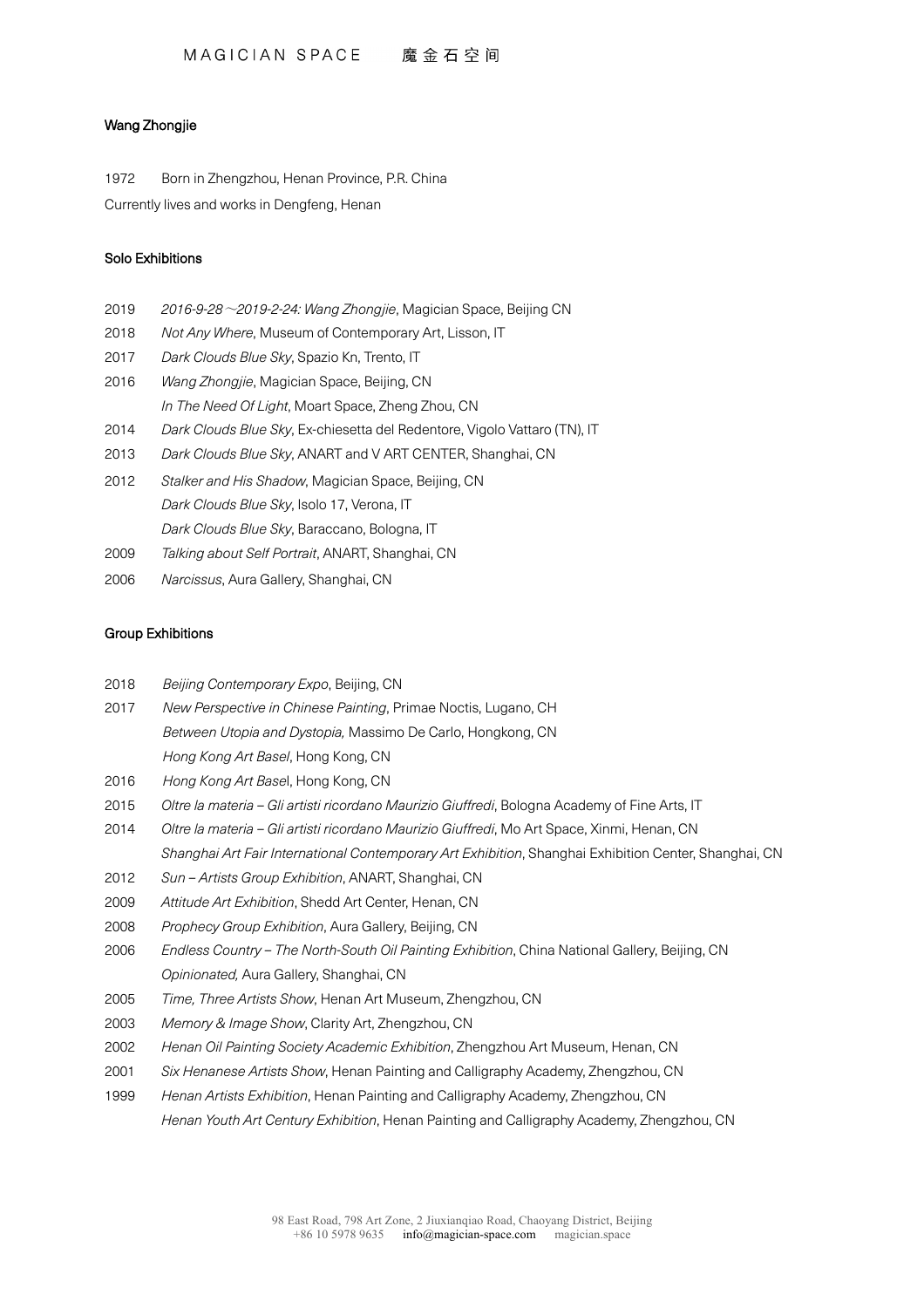# Wang Zhongjie

1972 Born in Zhengzhou, Henan Province, P.R. China

Currently lives and works in Dengfeng, Henan

## Solo Exhibitions

2019 *2016-9-28～2019-2-24: Wang Zhongjie*, Magician Space, Beijing CN

2018 *Not Any Where*, Museum of Contemporary Art, Lisson, IT

2017 *Dark Clouds Blue Sky*, Spazio Kn, Trento, IT

2016 *Wang Zhongjie*, Magician Space, Beijing, CN

*In The Need Of Light*, Moart Space, Zheng Zhou, CN

2014 *Dark Clouds Blue Sky*, Ex-chiesetta del Redentore, Vigolo Vattaro (TN), IT

2013 *Dark Clouds Blue Sky*, ANART and V ART CENTER, Shanghai, CN

2012 *Stalker and His Shadow*, Magician Space, Beijing, CN

*Dark Clouds Blue Sky*, Isolo 17, Verona, IT

*Dark Clouds Blue Sky*, Baraccano, Bologna, IT

2009 *Talking about Self Portrait*, ANART, Shanghai, CN

2006 *Narcissus*, Aura Gallery, Shanghai, CN

## Group Exhibitions

2018 *Beijing Contemporary Expo*, Beijing, CN

2017 *New Perspective in Chinese Painting*, Primae Noctis, Lugano, CH

*Between Utopia and Dystopia,* Massimo De Carlo, Hongkong, CN

*Hong Kong Art Basel*, Hong Kong, CN

2016 *Hong Kong Art Base*l, Hong Kong, CN

2015 *Oltre la materia – Gli artisti ricordano Maurizio Giuffredi*, Bologna Academy of Fine Arts, IT

2014 *Oltre la materia – Gli artisti ricordano Maurizio Giuffredi*, Mo Art Space, Xinmi, Henan, CN

*Shanghai Art Fair International Contemporary Art Exhibition*, Shanghai Exhibition Center, Shanghai, CN

2012 *Sun – Artists Group Exhibition*, ANART, Shanghai, CN

2009 *Attitude Art Exhibition*, Shedd Art Center, Henan, CN

2008 *Prophecy Group Exhibition*, Aura Gallery, Beijing, CN

2006 *Endless Country – The North-South Oil Painting Exhibition*, China National Gallery, Beijing, CN

*Opinionated,* Aura Gallery, Shanghai, CN

2005 *Time, Three Artists Show*, Henan Art Museum, Zhengzhou, CN

2003 *Memory & Image Show*, Clarity Art, Zhengzhou, CN

2002 *Henan Oil Painting Society Academic Exhibition*, Zhengzhou Art Museum, Henan, CN

2001 *Six Henanese Artists Show*, Henan Painting and Calligraphy Academy, Zhengzhou, CN

1999 *Henan Artists Exhibition*, Henan Painting and Calligraphy Academy, Zhengzhou, CN

*Henan Youth Art Century Exhibition*, Henan Painting and Calligraphy Academy, Zhengzhou, CN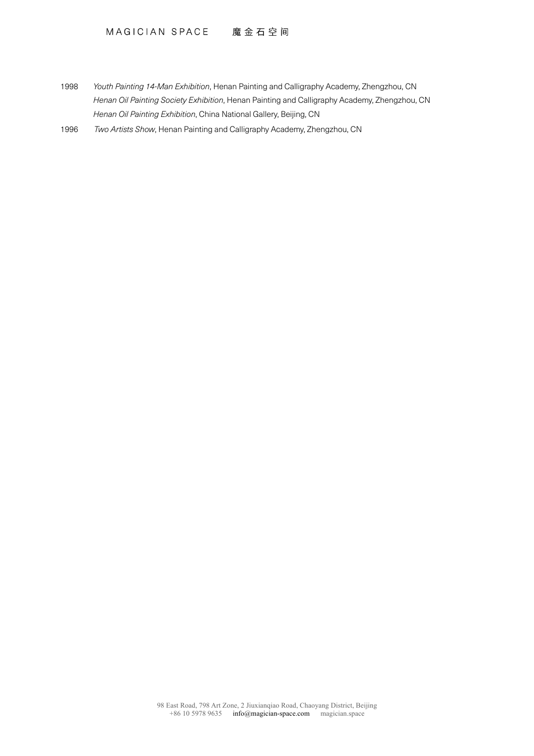1998 *Youth Painting 14-Man Exhibition*, Henan Painting and Calligraphy Academy, Zhengzhou, CN
*Henan Oil Painting Society Exhibition*, Henan Painting and Calligraphy Academy, Zhengzhou, CN
*Henan Oil Painting Exhibition*, China National Gallery, Beijing, CN

1996 *Two Artists Show*, Henan Painting and Calligraphy Academy, Zhengzhou, CN